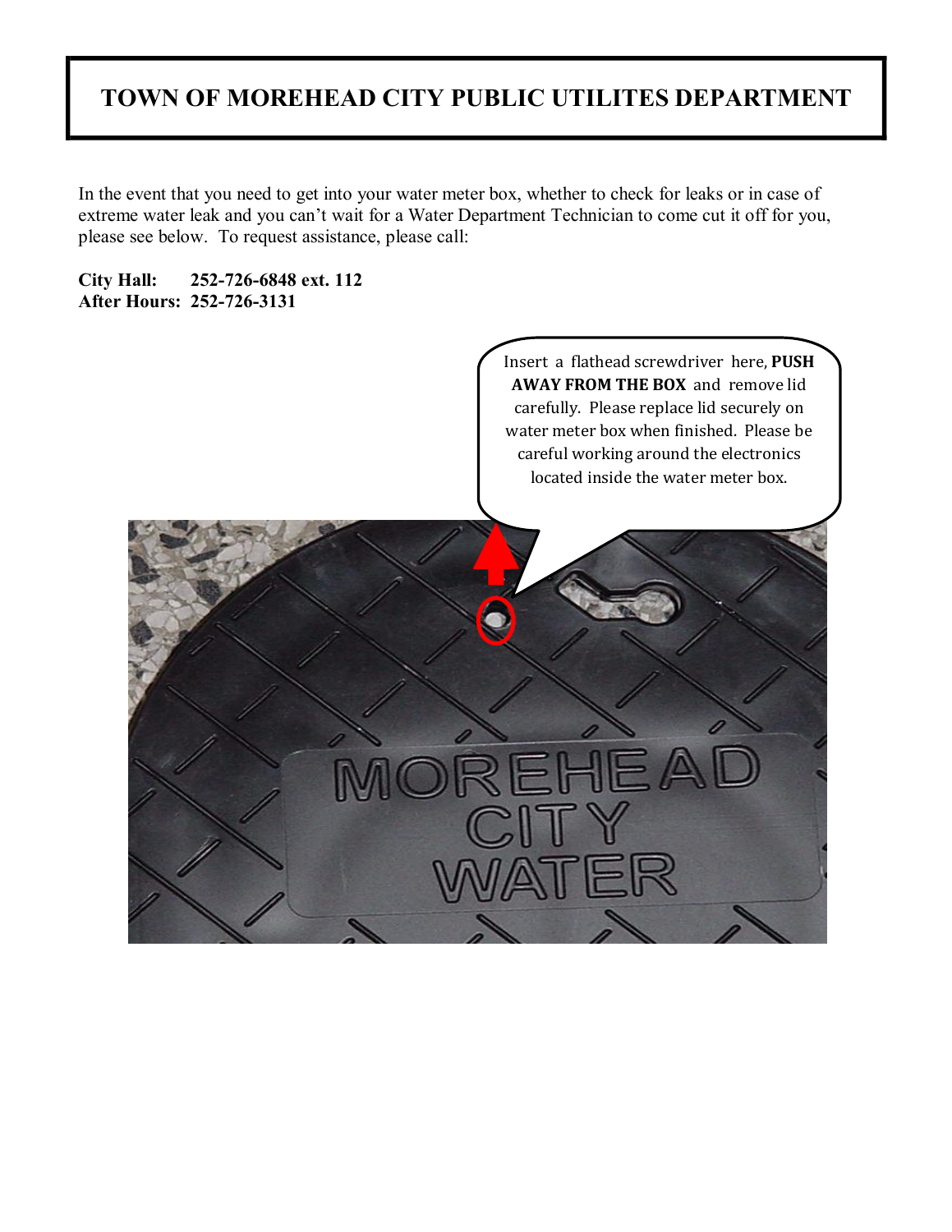# TOWN OF MOREHEAD CITY PUBLIC UTILITES DEPARTMENT

In the event that you need to get into your water meter box, whether to check for leaks or in case of extreme water leak and you can't wait for a Water Department Technician to come cut it off for you, please see below. To request assistance, please call:

**City Hall: 252-726-6848 ext. 112**
**After Hours: 252-726-3131**

Insert a flathead screwdriver here, **PUSH AWAY FROM THE BOX** and remove lid carefully. Please replace lid securely on water meter box when finished. Please be careful working around the electronics located inside the water meter box.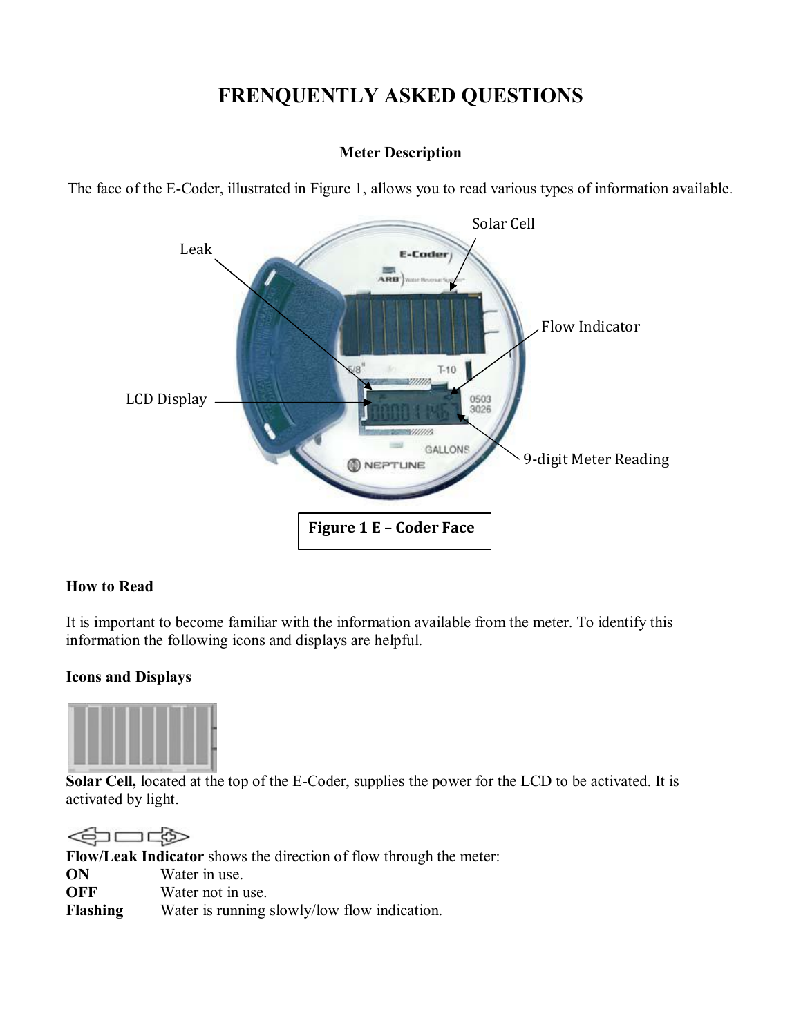# FRENQUENTLY ASKED QUESTIONS

### Meter Description

The face of the E-Coder, illustrated in Figure 1, allows you to read various types of information available.

Solar Cell

Leak

Flow Indicator

LCD Display

9-digit Meter Reading

**Figure 1 E – Coder Face**

**How to Read**

It is important to become familiar with the information available from the meter. To identify this information the following icons and displays are helpful.

**Icons and Displays**

**Solar Cell,** located at the top of the E-Coder, supplies the power for the LCD to be activated. It is activated by light.

**Flow/Leak Indicator** shows the direction of flow through the meter:

**ON** Water in use.
**OFF** Water not in use.
**Flashing** Water is running slowly/low flow indication.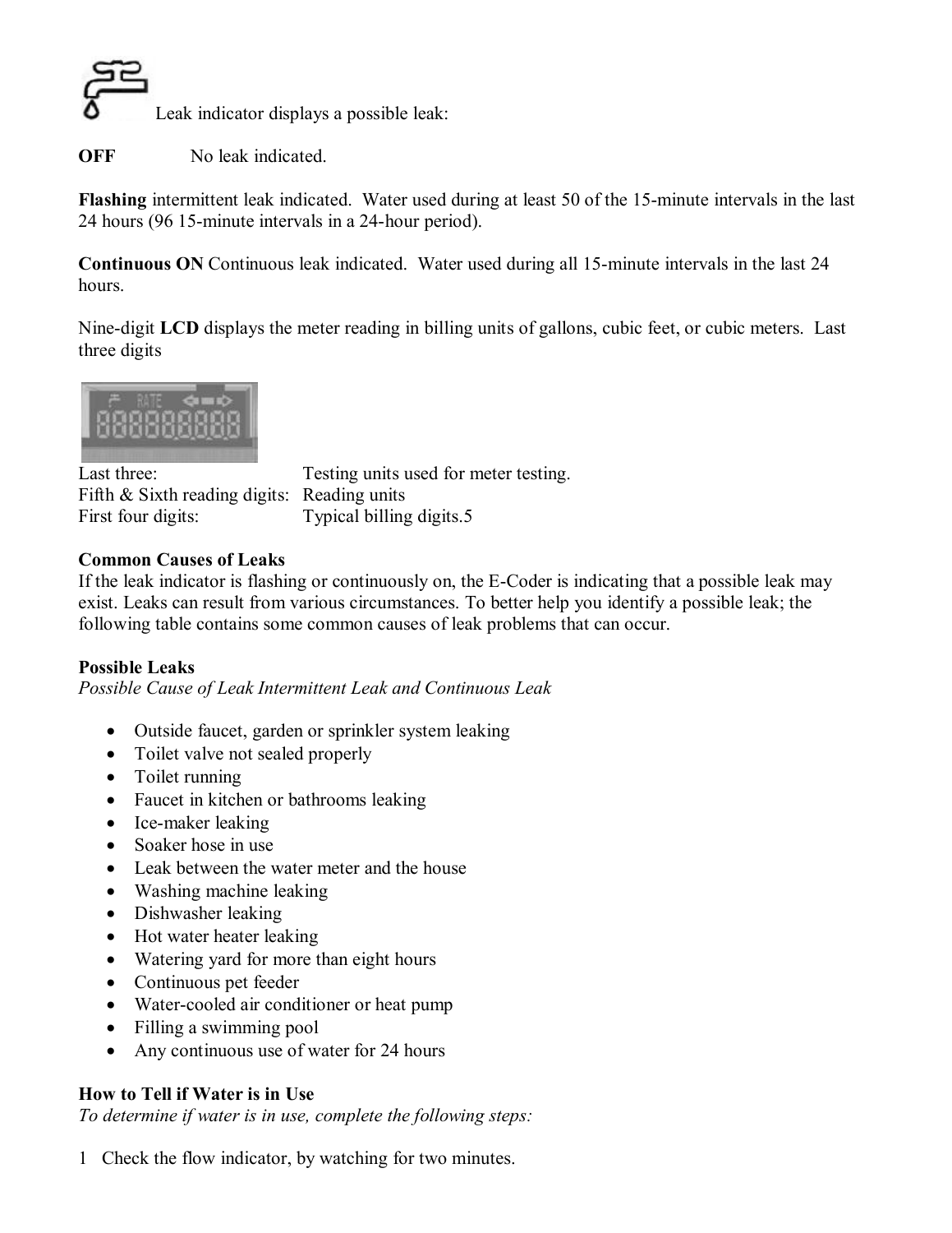Leak indicator displays a possible leak:

**OFF** No leak indicated.

**Flashing** intermittent leak indicated. Water used during at least 50 of the 15-minute intervals in the last 24 hours (96 15-minute intervals in a 24-hour period).

**Continuous ON** Continuous leak indicated. Water used during all 15-minute intervals in the last 24 hours.

Nine-digit **LCD** displays the meter reading in billing units of gallons, cubic feet, or cubic meters. Last three digits

| | |
|---|---|
| Last three: | Testing units used for meter testing. |
| Fifth & Sixth reading digits: | Reading units |
| First four digits: | Typical billing digits.5 |

**Common Causes of Leaks**

If the leak indicator is flashing or continuously on, the E-Coder is indicating that a possible leak may exist. Leaks can result from various circumstances. To better help you identify a possible leak; the following table contains some common causes of leak problems that can occur.

**Possible Leaks**

*Possible Cause of Leak Intermittent Leak and Continuous Leak*

- Outside faucet, garden or sprinkler system leaking
- Toilet valve not sealed properly
- Toilet running
- Faucet in kitchen or bathrooms leaking
- Ice-maker leaking
- Soaker hose in use
- Leak between the water meter and the house
- Washing machine leaking
- Dishwasher leaking
- Hot water heater leaking
- Watering yard for more than eight hours
- Continuous pet feeder
- Water-cooled air conditioner or heat pump
- Filling a swimming pool
- Any continuous use of water for 24 hours

**How to Tell if Water is in Use**

*To determine if water is in use, complete the following steps:*

1 Check the flow indicator, by watching for two minutes.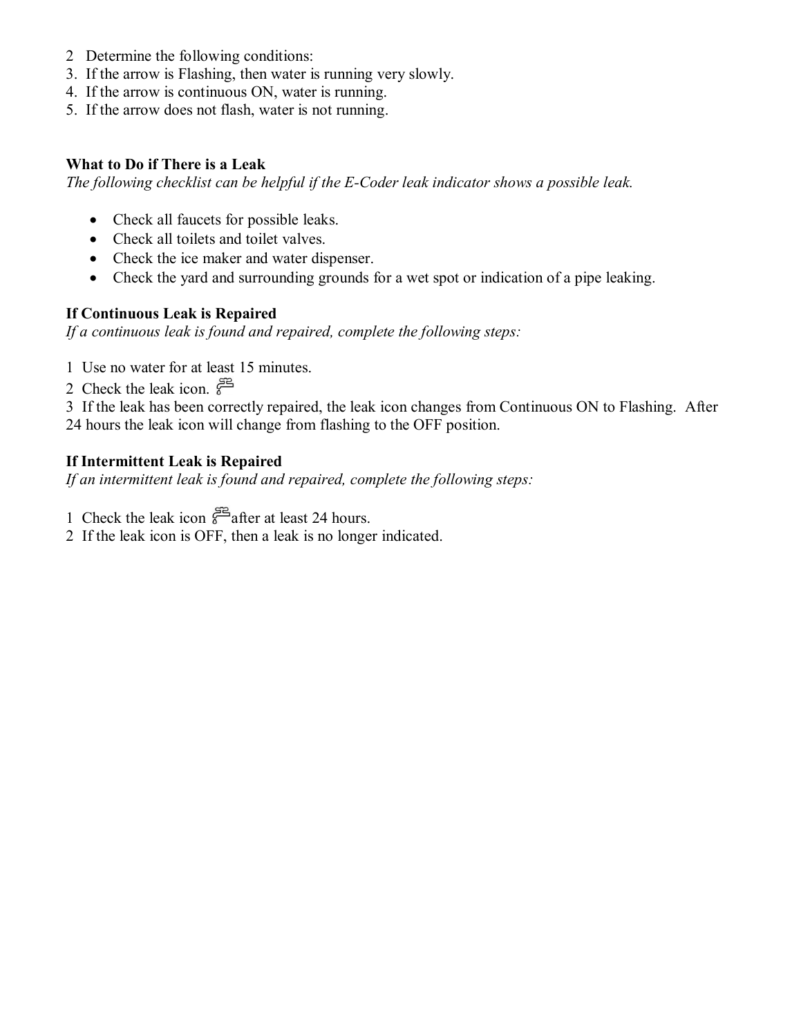2 Determine the following conditions:
3. If the arrow is Flashing, then water is running very slowly.
4. If the arrow is continuous ON, water is running.
5. If the arrow does not flash, water is not running.

**What to Do if There is a Leak**

*The following checklist can be helpful if the E-Coder leak indicator shows a possible leak.*

- Check all faucets for possible leaks.
- Check all toilets and toilet valves.
- Check the ice maker and water dispenser.
- Check the yard and surrounding grounds for a wet spot or indication of a pipe leaking.

**If Continuous Leak is Repaired**

*If a continuous leak is found and repaired, complete the following steps:*

1 Use no water for at least 15 minutes.
2 Check the leak icon.
3 If the leak has been correctly repaired, the leak icon changes from Continuous ON to Flashing. After 24 hours the leak icon will change from flashing to the OFF position.

**If Intermittent Leak is Repaired**

*If an intermittent leak is found and repaired, complete the following steps:*

1 Check the leak icon after at least 24 hours.
2 If the leak icon is OFF, then a leak is no longer indicated.